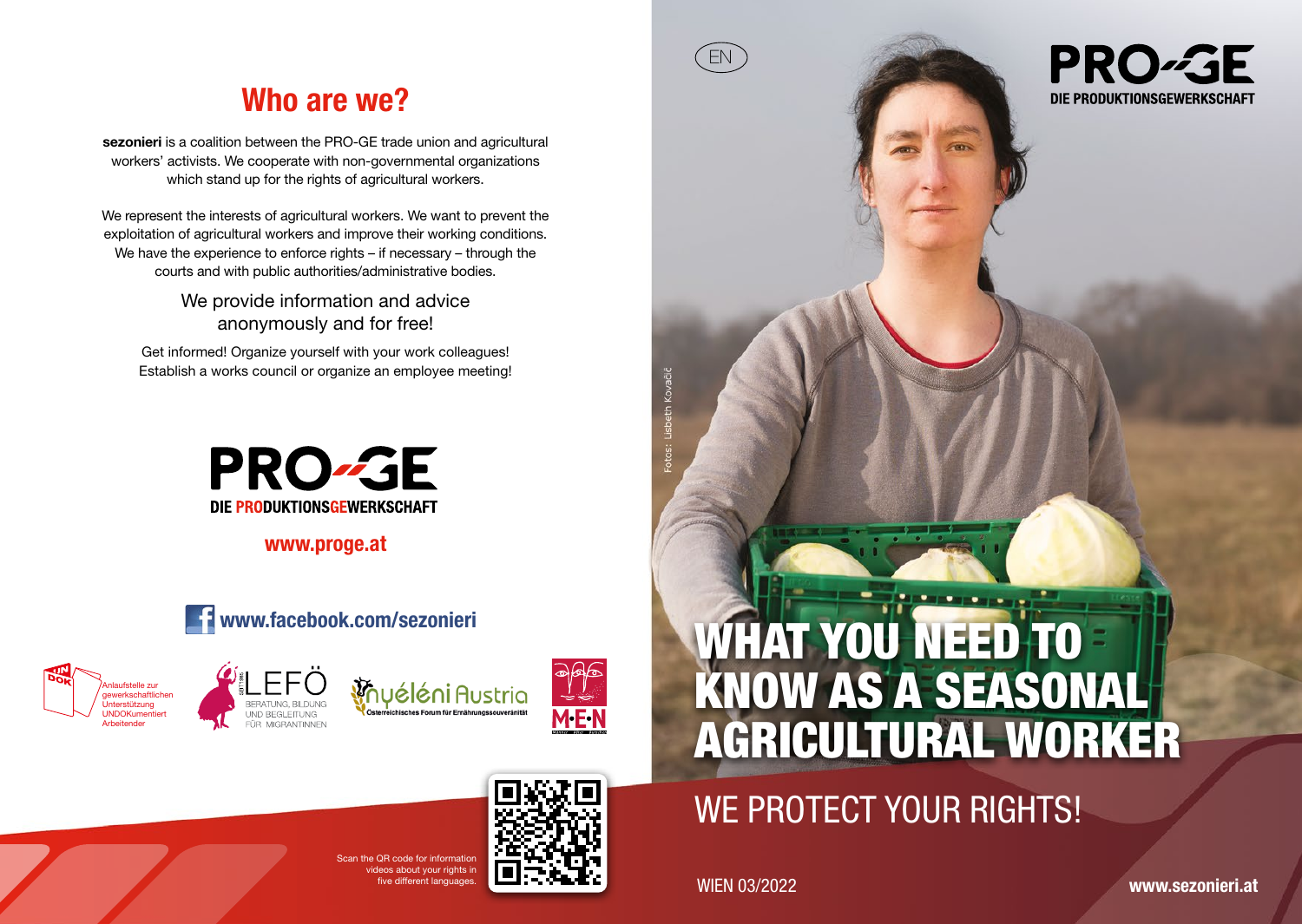## Who are we?

**sezonieri** is a coalition between the PRO-GE trade union and agricultural workers' activists. We cooperate with non-governmental organizations which stand up for the rights of agricultural workers.

We represent the interests of agricultural workers. We want to prevent the exploitation of agricultural workers and improve their working conditions. We have the experience to enforce rights – if necessary – through the courts and with public authorities/administrative bodies.

We provide information and advice anonymously and for free!

Get informed! Organize yourself with your work colleagues! Establish a works council or organize an employee meeting!

PRO-GE
DIE PRODUKTIONSGEWERKSCHAFT

**www.proge.at**

**www.facebook.com/sezonieri**

UNDOK – Anlaufstelle zur gewerkschaftlichen Unterstützung UNDOKumentiert Arbeitender

LEFÖ – Beratung, Bildung und Begleitung für Migrantinnen

Nyéléni Austria – Österreichisches Forum für Ernährungssouveränität

M·E·N

Scan the QR code for information videos about your rights in five different languages.

EN

PRO-GE
DIE PRODUKTIONSGEWERKSCHAFT

Fotos: Lisbeth Kovačič

# WHAT YOU NEED TO KNOW AS A SEASONAL AGRICULTURAL WORKER

## WE PROTECT YOUR RIGHTS!

WIEN 03/2022

**www.sezonieri.at**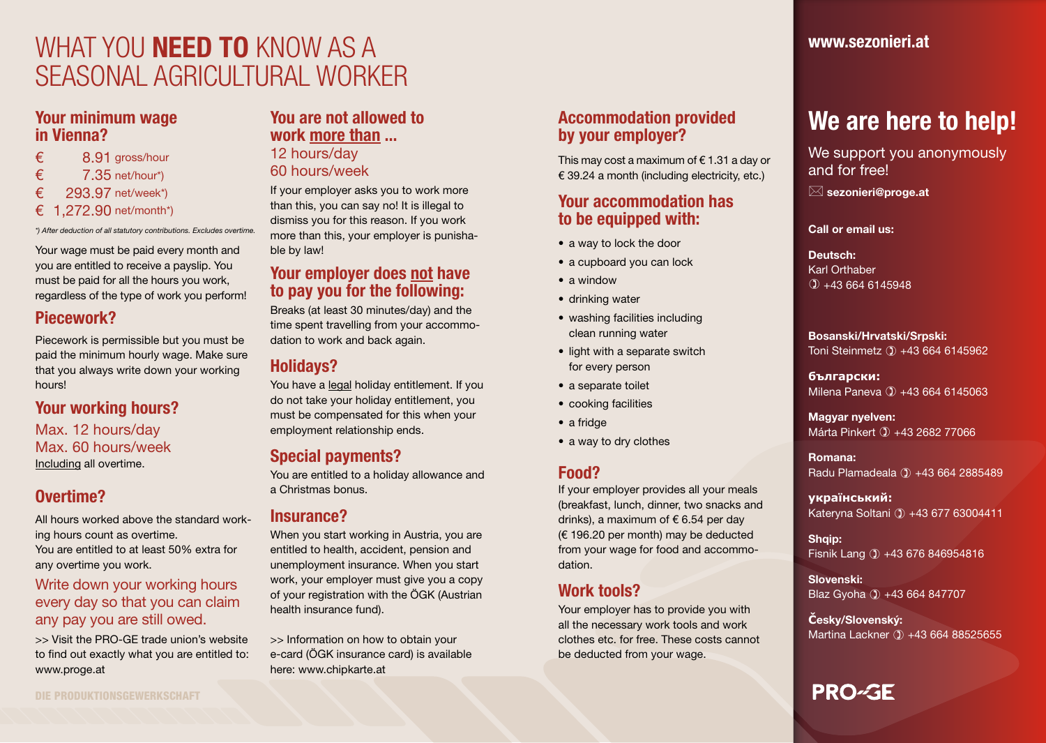# WHAT YOU **NEED TO** KNOW AS A SEASONAL AGRICULTURAL WORKER

## Your minimum wage in Vienna?

€ 8.91 gross/hour
€ 7.35 net/hour*)
€ 293.97 net/week*)
€ 1,272.90 net/month*)

*\*) After deduction of all statutory contributions. Excludes overtime.*

Your wage must be paid every month and you are entitled to receive a payslip. You must be paid for all the hours you work, regardless of the type of work you perform!

## Piecework?

Piecework is permissible but you must be paid the minimum hourly wage. Make sure that you always write down your working hours!

## Your working hours?

Max. 12 hours/day
Max. 60 hours/week
Including all overtime.

## Overtime?

All hours worked above the standard working hours count as overtime.
You are entitled to at least 50% extra for any overtime you work.

Write down your working hours every day so that you can claim any pay you are still owed.

>> Visit the PRO-GE trade union's website to find out exactly what you are entitled to: www.proge.at

## You are not allowed to work more than ...

12 hours/day
60 hours/week

If your employer asks you to work more than this, you can say no! It is illegal to dismiss you for this reason. If you work more than this, your employer is punishable by law!

## Your employer does not have to pay you for the following:

Breaks (at least 30 minutes/day) and the time spent travelling from your accommodation to work and back again.

## Holidays?

You have a legal holiday entitlement. If you do not take your holiday entitlement, you must be compensated for this when your employment relationship ends.

## Special payments?

You are entitled to a holiday allowance and a Christmas bonus.

## Insurance?

When you start working in Austria, you are entitled to health, accident, pension and unemployment insurance. When you start work, your employer must give you a copy of your registration with the ÖGK (Austrian health insurance fund).

>> Information on how to obtain your e-card (ÖGK insurance card) is available here: www.chipkarte.at

## Accommodation provided by your employer?

This may cost a maximum of € 1.31 a day or € 39.24 a month (including electricity, etc.)

## Your accommodation has to be equipped with:

- a way to lock the door
- a cupboard you can lock
- a window
- drinking water
- washing facilities including clean running water
- light with a separate switch for every person
- a separate toilet
- cooking facilities
- a fridge
- a way to dry clothes

## Food?

If your employer provides all your meals (breakfast, lunch, dinner, two snacks and drinks), a maximum of € 6.54 per day (€ 196.20 per month) may be deducted from your wage for food and accommodation.

## Work tools?

Your employer has to provide you with all the necessary work tools and work clothes etc. for free. These costs cannot be deducted from your wage.

DIE PRODUKTIONSGEWERKSCHAFT

**www.sezonieri.at**

# We are here to help!

We support you anonymously and for free!

✉ **sezonieri@proge.at**

**Call or email us:**

**Deutsch:**
Karl Orthaber
+43 664 6145948

**Bosanski/Hrvatski/Srpski:**
Toni Steinmetz +43 664 6145962

**български:**
Milena Paneva +43 664 6145063

**Magyar nyelven:**
Márta Pinkert +43 2682 77066

**Romana:**
Radu Plamadeala +43 664 2885489

**український:**
Kateryna Soltani +43 677 63004411

**Shqip:**
Fisnik Lang +43 676 846954816

**Slovenski:**
Blaz Gyoha +43 664 847707

**Česky/Slovenský:**
Martina Lackner +43 664 88525655

PRO-GE